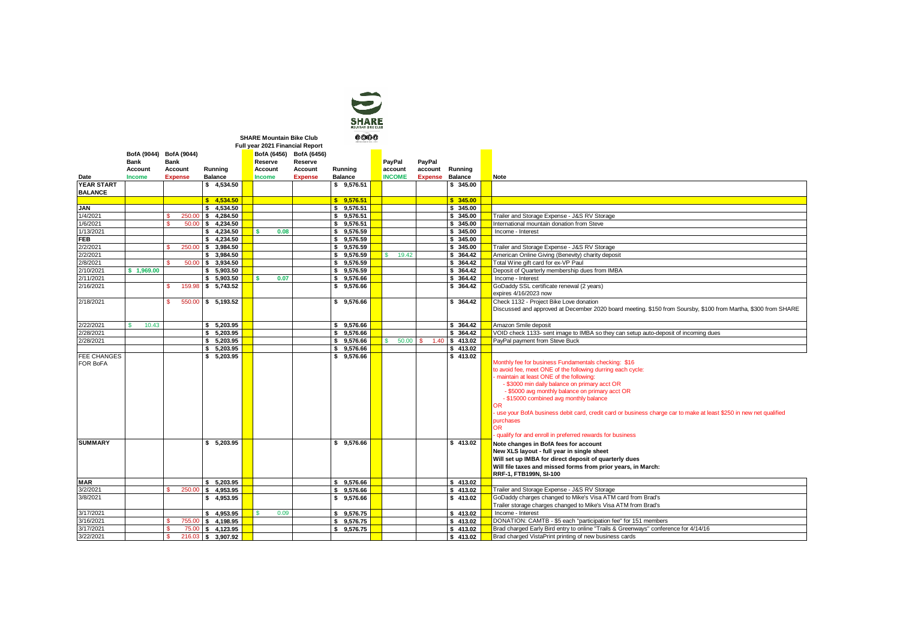**SHARE Mountain Bike Club**
**Full year 2021 Financial Report**

| Date | BofA (9044) Bank Account Income | BofA (9044) Bank Account Expense | Running Balance | BofA (6456) Reserve Account Income | BofA (6456) Reserve Account Expense | Running Balance | PayPal account INCOME | PayPal account Expense | Running Balance | Note |
|---|---|---|---|---|---|---|---|---|---|---|
| **YEAR START BALANCE** | | | $ 4,534.50 | | | $ 9,576.51 | | | $ 345.00 | |
| | | | $ 4,534.50 | | | $ 9,576.51 | | | $ 345.00 | |
| **JAN** | | | $ 4,534.50 | | | $ 9,576.51 | | | $ 345.00 | |
| 1/4/2021 | | $ 250.00 | $ 4,284.50 | | | $ 9,576.51 | | | $ 345.00 | Trailer and Storage Expense - J&S RV Storage |
| 1/6/2021 | | $ 50.00 | $ 4,234.50 | | | $ 9,576.51 | | | $ 345.00 | International mountain donation from Steve |
| 1/13/2021 | | | $ 4,234.50 | $ 0.08 | | $ 9,576.59 | | | $ 345.00 | Income - Interest |
| **FEB** | | | $ 4,234.50 | | | $ 9,576.59 | | | $ 345.00 | |
| 2/2/2021 | | $ 250.00 | $ 3,984.50 | | | $ 9,576.59 | | | $ 345.00 | Trailer and Storage Expense - J&S RV Storage |
| 2/2/2021 | | | $ 3,984.50 | | | $ 9,576.59 | $ 19.42 | | $ 364.42 | American Online Giving (Benevity) charity deposit |
| 2/8/2021 | | $ 50.00 | $ 3,934.50 | | | $ 9,576.59 | | | $ 364.42 | Total Wine gift card for ex-VP Paul |
| 2/10/2021 | $ 1,969.00 | | $ 5,903.50 | | | $ 9,576.59 | | | $ 364.42 | Deposit of Quarterly membership dues from IMBA |
| 2/11/2021 | | | $ 5,903.50 | $ 0.07 | | $ 9,576.66 | | | $ 364.42 | Income - Interest |
| 2/16/2021 | | $ 159.98 | $ 5,743.52 | | | $ 9,576.66 | | | $ 364.42 | GoDaddy SSL certificate renewal (2 years) expires 4/16/2023 now |
| 2/18/2021 | | $ 550.00 | $ 5,193.52 | | | $ 9,576.66 | | | $ 364.42 | Check 1132 - Project Bike Love donation Discussed and approved at December 2020 board meeting. $150 from Soursby, $100 from Martha, $300 from SHARE |
| 2/22/2021 | $ 10.43 | | $ 5,203.95 | | | $ 9,576.66 | | | $ 364.42 | Amazon Smile deposit |
| 2/28/2021 | | | $ 5,203.95 | | | $ 9,576.66 | | | $ 364.42 | VOID check 1133- sent image to IMBA so they can setup auto-deposit of incoming dues |
| 2/28/2021 | | | $ 5,203.95 | | | $ 9,576.66 | $ 50.00 | $ 1.40 | $ 413.02 | PayPal payment from Steve Buck |
| | | | $ 5,203.95 | | | $ 9,576.66 | | | $ 413.02 | |
| **FEE CHANGES FOR BoFA** | | | $ 5,203.95 | | | $ 9,576.66 | | | $ 413.02 | Monthly fee for business Fundamentals checking: $16<br>to avoid fee, meet ONE of the following durring each cycle:<br>- maintain at least ONE of the following:<br>- $3000 min daily balance on primary acct OR<br>- $5000 avg monthly balance on primary acct OR<br>- $15000 combined avg monthly balance<br>OR<br>- use your BofA business debit card, credit card or business charge car to make at least $250 in new net qualified purchases<br>OR<br>- qualify for and enroll in preferred rewards for business |
| **SUMMARY** | | | $ 5,203.95 | | | $ 9,576.66 | | | $ 413.02 | **Note changes in BofA fees for account**<br>**New XLS layout - full year in single sheet**<br>**Will set up IMBA for direct deposit of quarterly dues**<br>**Will file taxes and missed forms from prior years, in March:**<br>**RRF-1, FTB199N, SI-100** |
| **MAR** | | | $ 5,203.95 | | | $ 9,576.66 | | | $ 413.02 | |
| 3/2/2021 | | $ 250.00 | $ 4,953.95 | | | $ 9,576.66 | | | $ 413.02 | Trailer and Storage Expense - J&S RV Storage |
| 3/8/2021 | | | $ 4,953.95 | | | $ 9,576.66 | | | $ 413.02 | GoDaddy charges changed to Mike's Visa ATM card from Brad's<br>Trailer storage charges changed to Mike's Visa ATM from Brad's |
| 3/17/2021 | | | $ 4,953.95 | $ 0.09 | | $ 9,576.75 | | | $ 413.02 | Income - Interest |
| 3/16/2021 | | $ 755.00 | $ 4,198.95 | | | $ 9,576.75 | | | $ 413.02 | DONATION: CAMTB - $5 each "participation fee" for 151 members |
| 3/17/2021 | | $ 75.00 | $ 4,123.95 | | | $ 9,576.75 | | | $ 413.02 | Brad charged Early Bird entry to online "Trails & Greenways" conference for 4/14/16 |
| 3/22/2021 | | $ 216.03 | $ 3,907.92 | | | | | | $ 413.02 | Brad charged VistaPrint printing of new business cards |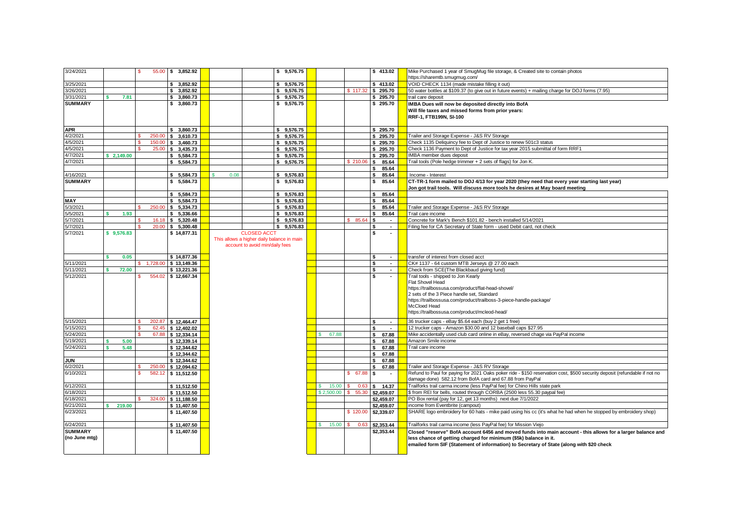| Date | Income | Expense | Balance | Income | Expense | Balance | Income | Expense | Balance | Notes |
|---|---|---|---|---|---|---|---|---|---|---|
| 3/24/2021 | | $ 55.00 | $ 3,852.92 | | | $ 9,576.75 | | | $ 413.02 | Mike Purchased 1 year of SmugMug file storage, & Created site to contain photos https://sharemtb.smugmug.com/ |
| 3/25/2021 | | | $ 3,852.92 | | | $ 9,576.75 | | | $ 413.02 | VOID CHECK 1134 (made mistake filling it out) |
| 3/26/2021 | | | $ 3,852.92 | | | $ 9,576.75 | | $ 117.32 | $ 295.70 | 50 water bottles at $109.37 (to give out in future events) + mailing charge for DOJ forms (7.95) |
| 3/31/2021 | $ 7.81 | | $ 3,860.73 | | | $ 9,576.75 | | | $ 295.70 | trail care deposit |
| **SUMMARY** | | | $ 3,860.73 | | | $ 9,576.75 | | | $ 295.70 | **IMBA Dues will now be deposited directly into BofA**<br>**Will file taxes and missed forms from prior years:**<br>**RRF-1, FTB199N, SI-100** |
| **APR** | | | $ 3,860.73 | | | $ 9,576.75 | | | $ 295.70 | |
| 4/2/2021 | | $ 250.00 | $ 3,610.73 | | | $ 9,576.75 | | | $ 295.70 | Trailer and Storage Expense - J&S RV Storage |
| 4/5/2021 | | $ 150.00 | $ 3,460.73 | | | $ 9,576.75 | | | $ 295.70 | Check 1135 Deliquincy fee to Dept of Justice to renew 501c3 status |
| 4/5/2021 | | $ 25.00 | $ 3,435.73 | | | $ 9,576.75 | | | $ 295.70 | Check 1136 Payment to Dept of Justice for tax year 2015 submittal of form RRF1 |
| 4/7/2021 | $ 2,149.00 | | $ 5,584.73 | | | $ 9,576.75 | | | $ 295.70 | IMBA member dues deposit |
| 4/7/2021 | | | $ 5,584.73 | | | $ 9,576.75 | | $ 210.06 | $ 85.64 | Trail tools (Pole hedge trimmer + 2 sets of flags) for Jon K. |
| | | | | | | | | | $ 85.64 | |
| 4/16/2021 | | | $ 5,584.73 | $ 0.08 | | $ 9,576.83 | | | $ 85.64 | Income - Interest |
| **SUMMARY** | | | $ 5,584.73 | | | $ 9,576.83 | | | $ 85.64 | **CT-TR-1 form mailed to DOJ 4/13 for year 2020 (they need that every year starting last year)**<br>**Jon got trail tools. Will discuss more tools he desires at May board meeting** |
| | | | $ 5,584.73 | | | $ 9,576.83 | | | $ 85.64 | |
| **MAY** | | | $ 5,584.73 | | | $ 9,576.83 | | | $ 85.64 | |
| 5/3/2021 | | $ 250.00 | $ 5,334.73 | | | $ 9,576.83 | | | $ 85.64 | Trailer and Storage Expense - J&S RV Storage |
| 5/5/2021 | $ 1.93 | | $ 5,336.66 | | | $ 9,576.83 | | | $ 85.64 | Trail care income |
| 5/7/2021 | | $ 16.18 | $ 5,320.48 | | | $ 9,576.83 | | $ 85.64 | $ - | Concrete for Mark's Bench $101.82 - bench installed 5/14/2021 |
| 5/7/2021 | | $ 20.00 | $ 5,300.48 | | | $ 9,576.83 | | | $ - | Filing fee for CA Secretary of State form - used Debit card, not check |
| 5/7/2021 | $ 9,576.83 | | $ 14,877.31 | CLOSED ACCT<br>This allows a higher daily balance in main account to avoid min/daily fees | | | | | $ - | |
| | $ 0.05 | | $ 14,877.36 | | | | | | $ - | transfer of interest from closed acct |
| 5/11/2021 | | $ 1,728.00 | $ 13,149.36 | | | | | | $ - | CK# 1137 - 64 custom MTB Jerseys @ 27.00 each |
| 5/11/2021 | $ 72.00 | | $ 13,221.36 | | | | | | $ - | Check from SCE(The Blackbaud giving fund) |
| 5/12/2021 | | $ 554.02 | $ 12,667.34 | | | | | | $ - | Trail tools - shipped to Jon Kearly<br>Flat Shovel Head<br>https://trailbossusa.com/product/flat-head-shovel/<br>2 sets of the 3 Piece handle set, Standard<br>https://trailbossusa.com/product/trailboss-3-piece-handle-package/<br>McCloed Head<br>https://trailbossusa.com/product/mcleod-head/ |
| 5/15/2021 | | $ 202.87 | $ 12,464.47 | | | | | | $ - | 36 trucker caps - eBay $5.64 each (buy 2 get 1 free) |
| 5/15/2021 | | $ 62.45 | $ 12,402.02 | | | | | | $ - | 12 trucker caps - Amazon $30.00 and 12 baseball caps $27.95 |
| 5/24/2021 | | $ 67.88 | $ 12,334.14 | | | | $ 67.88 | | $ 67.88 | Mike accidentally used club card online in eBay, reversed chage via PayPal income |
| 5/19/2021 | $ 5.00 | | $ 12,339.14 | | | | | | $ 67.88 | Amazon Smile income |
| 5/24/2021 | $ 5.48 | | $ 12,344.62 | | | | | | $ 67.88 | Trail care income |
| | | | $ 12,344.62 | | | | | | $ 67.88 | |
| **JUN** | | | $ 12,344.62 | | | | | | $ 67.88 | |
| 6/2/2021 | | $ 250.00 | $ 12,094.62 | | | | | | $ 67.88 | Trailer and Storage Expense - J&S RV Storage |
| 6/10/2021 | | $ 582.12 | $ 11,512.50 | | | | | $ 67.88 | $ - | Refund to Paul for paying for 2021 Oaks poker ride - $150 reservation cost, $500 security deposit (refundable if not no damage done) 582.12 from BofA card and 67.88 from PayPal |
| 6/12/2021 | | | $ 11,512.50 | | | | $ 15.00 | $ 0.63 | $ 14.37 | Trailforks trail carma income (less PayPal fee) for Chino Hills state park |
| 6/18/2021 | | | $ 11,512.50 | | | | $ 2,500.00 | $ 55.30 | $2,459.07 | $ from REI for bells, routed through CORBA (2500 less 55.30 paypal fee) |
| 6/18/2021 | | $ 324.00 | $ 11,188.50 | | | | | | $2,459.07 | PO Box rental (pay for 12, get 13 months) next due 7/1/2022 |
| 6/21/2021 | $ 219.00 | | $ 11,407.50 | | | | | | $2,459.07 | income from Eventbrite (campout) |
| 6/23/2021 | | | $ 11,407.50 | | | | | $ 120.00 | $2,339.07 | SHARE logo embroidery for 60 hats - mike paid using his cc (it's what he had when he stopped by embroidery shop) |
| 6/24/2021 | | | $ 11,407.50 | | | | $ 15.00 | $ 0.63 | $2,353.44 | Trailforks trail carma income (less PayPal fee) for Mission Viejo |
| **SUMMARY (no June mtg)** | | | $ 11,407.50 | | | | | | $2,353.44 | **Closed "reserve" BofA account 6456 and moved funds into main account - this allows for a larger balance and less chance of getting charged for minimum ($5k) balance in it.**<br>**emailed form SIF (Statement of information) to Secretary of State (along with $20 check** |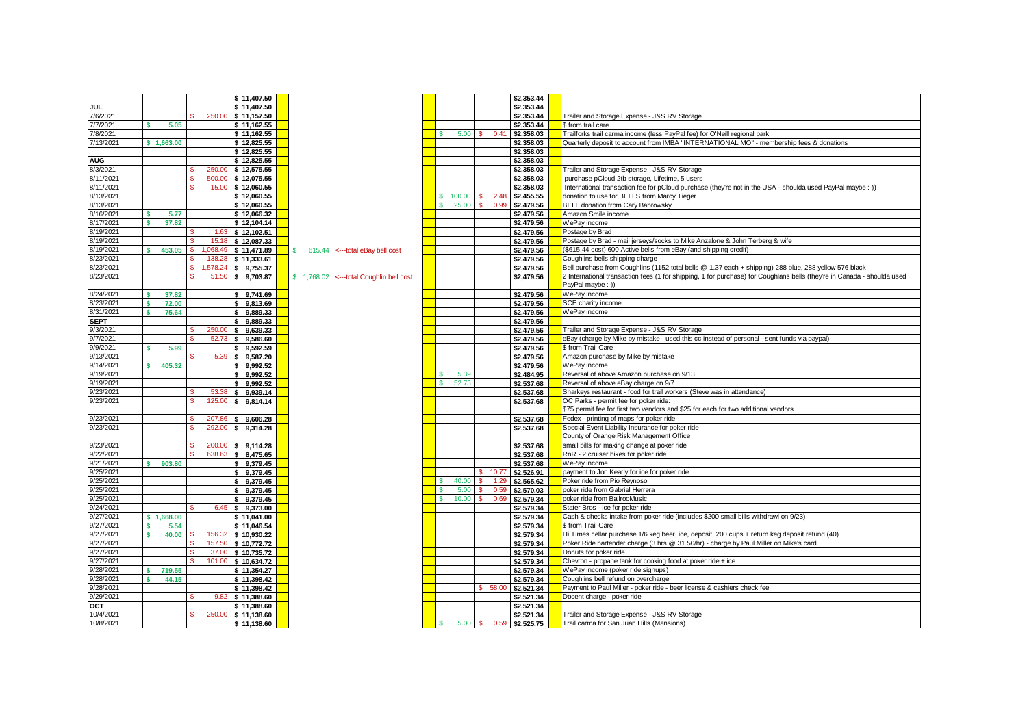| | | | $ 11,407.50 | | | | $2,353.44 | |
|---|---|---|---|---|---|---|---|---|
| JUL | | | $ 11,407.50 | | | | $2,353.44 | |
| 7/6/2021 | | $ 250.00 | $ 11,157.50 | | | | $2,353.44 | Trailer and Storage Expense - J&S RV Storage |
| 7/7/2021 | $ 5.05 | | $ 11,162.55 | | | | $2,353.44 | $ from trail care |
| 7/8/2021 | | | $ 11,162.55 | | $ 5.00 | $ 0.41 | $2,358.03 | Trailforks trail carma income (less PayPal fee) for O'Neill regional park |
| 7/13/2021 | $ 1,663.00 | | $ 12,825.55 | | | | $2,358.03 | Quarterly deposit to account from IMBA "INTERNATIONAL MO" - membership fees & donations |
| | | | $ 12,825.55 | | | | $2,358.03 | |
| AUG | | | $ 12,825.55 | | | | $2,358.03 | |
| 8/3/2021 | | $ 250.00 | $ 12,575.55 | | | | $2,358.03 | Trailer and Storage Expense - J&S RV Storage |
| 8/11/2021 | | $ 500.00 | $ 12,075.55 | | | | $2,358.03 | purchase pCloud 2tb storage, Lifetime, 5 users |
| 8/11/2021 | | $ 15.00 | $ 12,060.55 | | | | $2,358.03 | International transaction fee for pCloud purchase (they're not in the USA - shoulda used PayPal maybe :-)) |
| 8/13/2021 | | | $ 12,060.55 | | $ 100.00 | $ 2.48 | $2,455.55 | donation to use for BELLS from Marcy Tieger |
| 8/13/2021 | | | $ 12,060.55 | | $ 25.00 | $ 0.99 | $2,479.56 | BELL donation from Cary Babrowsky |
| 8/16/2021 | $ 5.77 | | $ 12,066.32 | | | | $2,479.56 | Amazon Smile income |
| 8/17/2021 | $ 37.82 | | $ 12,104.14 | | | | $2,479.56 | WePay income |
| 8/19/2021 | | $ 1.63 | $ 12,102.51 | | | | $2,479.56 | Postage by Brad |
| 8/19/2021 | | $ 15.18 | $ 12,087.33 | | | | $2,479.56 | Postage by Brad - mail jerseys/socks to Mike Anzalone & John Terberg & wife |
| 8/19/2021 | $ 453.05 | $ 1,068.49 | $ 11,471.89 | $ 615.44 <---total eBay bell cost | | | $2,479.56 | ($615.44 cost) 600 Active bells from eBay (and shipping credit) |
| 8/23/2021 | | $ 138.28 | $ 11,333.61 | | | | $2,479.56 | Coughlins bells shipping charge |
| 8/23/2021 | | $ 1,578.24 | $ 9,755.37 | | | | $2,479.56 | Bell purchase from Coughlins (1152 total bells @ 1.37 each + shipping) 288 blue, 288 yellow 576 black |
| 8/23/2021 | | $ 51.50 | $ 9,703.87 | $ 1,768.02 <---total Coughlin bell cost | | | $2,479.56 | 2 International transaction fees (1 for shipping, 1 for purchase) for Coughlans bells (they're in Canada - shoulda used PayPal maybe :-)) |
| 8/24/2021 | $ 37.82 | | $ 9,741.69 | | | | $2,479.56 | WePay income |
| 8/23/2021 | $ 72.00 | | $ 9,813.69 | | | | $2,479.56 | SCE charity income |
| 8/31/2021 | $ 75.64 | | $ 9,889.33 | | | | $2,479.56 | WePay income |
| SEPT | | | $ 9,889.33 | | | | $2,479.56 | |
| 9/3/2021 | | $ 250.00 | $ 9,639.33 | | | | $2,479.56 | Trailer and Storage Expense - J&S RV Storage |
| 9/7/2021 | | $ 52.73 | $ 9,586.60 | | | | $2,479.56 | eBay (charge by Mike by mistake - used this cc instead of personal - sent funds via paypal) |
| 9/9/2021 | $ 5.99 | | $ 9,592.59 | | | | $2,479.56 | $ from Trail Care |
| 9/13/2021 | | $ 5.39 | $ 9,587.20 | | | | $2,479.56 | Amazon purchase by Mike by mistake |
| 9/14/2021 | $ 405.32 | | $ 9,992.52 | | | | $2,479.56 | WePay income |
| 9/19/2021 | | | $ 9,992.52 | | $ 5.39 | | $2,484.95 | Reversal of above Amazon purchase on 9/13 |
| 9/19/2021 | | | $ 9,992.52 | | $ 52.73 | | $2,537.68 | Reversal of above eBay charge on 9/7 |
| 9/23/2021 | | $ 53.38 | $ 9,939.14 | | | | $2,537.68 | Sharkeys restaurant - food for trail workers (Steve was in attendance) |
| 9/23/2021 | | $ 125.00 | $ 9,814.14 | | | | $2,537.68 | OC Parks - permit fee for poker ride: $75 permit fee for first two vendors and $25 for each for two additional vendors |
| 9/23/2021 | | $ 207.86 | $ 9,606.28 | | | | $2,537.68 | Fedex - printing of maps for poker ride |
| 9/23/2021 | | $ 292.00 | $ 9,314.28 | | | | $2,537.68 | Special Event Liability Insurance for poker ride County of Orange Risk Management Office |
| 9/23/2021 | | $ 200.00 | $ 9,114.28 | | | | $2,537.68 | small bills for making change at poker ride |
| 9/22/2021 | | $ 638.63 | $ 8,475.65 | | | | $2,537.68 | RnR - 2 cruiser bikes for poker ride |
| 9/21/2021 | $ 903.80 | | $ 9,379.45 | | | | $2,537.68 | WePay income |
| 9/25/2021 | | | $ 9,379.45 | | | $ 10.77 | $2,526.91 | payment to Jon Kearly for ice for poker ride |
| 9/25/2021 | | | $ 9,379.45 | | $ 40.00 | $ 1.29 | $2,565.62 | Poker ride from Pio Reynoso |
| 9/25/2021 | | | $ 9,379.45 | | $ 5.00 | $ 0.59 | $2,570.03 | poker ride from Gabriel Herrera |
| 9/25/2021 | | | $ 9,379.45 | | $ 10.00 | $ 0.69 | $2,579.34 | poker ride from BallrooMusic |
| 9/24/2021 | | $ 6.45 | $ 9,373.00 | | | | $2,579.34 | Stater Bros - ice for poker ride |
| 9/27/2021 | $ 1,668.00 | | $ 11,041.00 | | | | $2,579.34 | Cash & checks intake from poker ride (includes $200 small bills withdrawl on 9/23) |
| 9/27/2021 | $ 5.54 | | $ 11,046.54 | | | | $2,579.34 | $ from Trail Care |
| 9/27/2021 | $ 40.00 | $ 156.32 | $ 10,930.22 | | | | $2,579.34 | Hi Times cellar purchase 1/6 keg beer, ice, deposit, 200 cups + return keg deposit refund (40) |
| 9/27/2021 | | $ 157.50 | $ 10,772.72 | | | | $2,579.34 | Poker Ride bartender charge (3 hrs @ 31.50/hr) - charge by Paul Miller on Mike's card |
| 9/27/2021 | | $ 37.00 | $ 10,735.72 | | | | $2,579.34 | Donuts for poker ride |
| 9/27/2021 | | $ 101.00 | $ 10,634.72 | | | | $2,579.34 | Chevron - propane tank for cooking food at poker ride + ice |
| 9/28/2021 | $ 719.55 | | $ 11,354.27 | | | | $2,579.34 | WePay income (poker ride signups) |
| 9/28/2021 | $ 44.15 | | $ 11,398.42 | | | | $2,579.34 | Coughlins bell refund on overcharge |
| 9/28/2021 | | | $ 11,398.42 | | | $ 58.00 | $2,521.34 | Payment to Paul Miller - poker ride - beer license & cashiers check fee |
| 9/29/2021 | | $ 9.82 | $ 11,388.60 | | | | $2,521.34 | Docent charge - poker ride |
| OCT | | | $ 11,388.60 | | | | $2,521.34 | |
| 10/4/2021 | | $ 250.00 | $ 11,138.60 | | | | $2,521.34 | Trailer and Storage Expense - J&S RV Storage |
| 10/8/2021 | | | $ 11,138.60 | | $ 5.00 | $ 0.59 | $2,525.75 | Trail carma for San Juan Hills (Mansions) |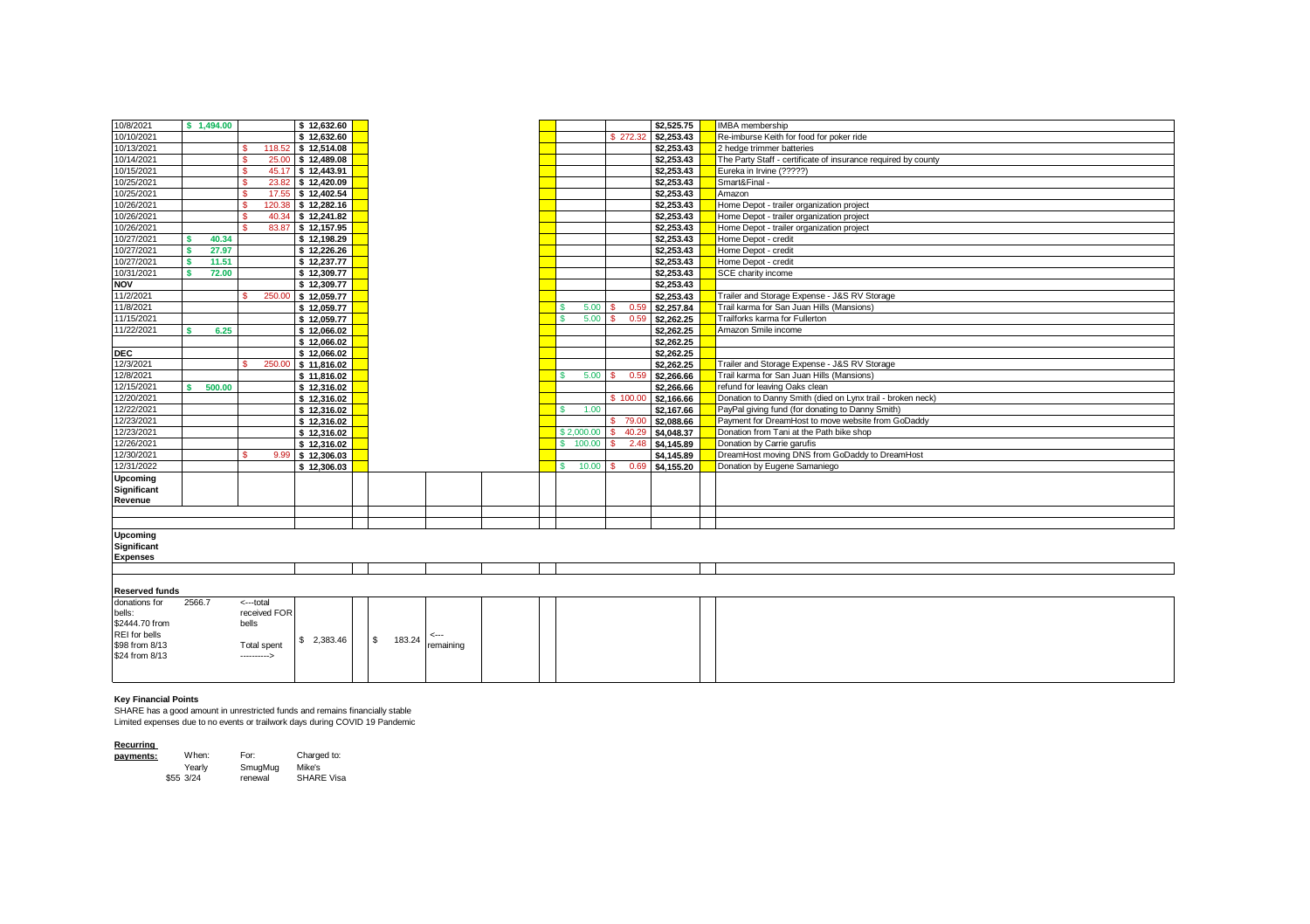| Date | Income | Expense | Balance | | | | | | Income | Expense | Balance | | Description |
|---|---|---|---|---|---|---|---|---|---|---|---|---|---|
| 10/8/2021 | $ 1,494.00 | | $ 12,632.60 | | | | | | | | $2,525.75 | | IMBA membership |
| 10/10/2021 | | | $ 12,632.60 | | | | | | | $ 272.32 | $2,253.43 | | Re-imburse Keith for food for poker ride |
| 10/13/2021 | | $ 118.52 | $ 12,514.08 | | | | | | | | $2,253.43 | | 2 hedge trimmer batteries |
| 10/14/2021 | | $ 25.00 | $ 12,489.08 | | | | | | | | $2,253.43 | | The Party Staff - certificate of insurance required by county |
| 10/15/2021 | | $ 45.17 | $ 12,443.91 | | | | | | | | $2,253.43 | | Eureka in Irvine (?????) |
| 10/25/2021 | | $ 23.82 | $ 12,420.09 | | | | | | | | $2,253.43 | | Smart&Final - |
| 10/25/2021 | | $ 17.55 | $ 12,402.54 | | | | | | | | $2,253.43 | | Amazon |
| 10/26/2021 | | $ 120.38 | $ 12,282.16 | | | | | | | | $2,253.43 | | Home Depot - trailer organization project |
| 10/26/2021 | | $ 40.34 | $ 12,241.82 | | | | | | | | $2,253.43 | | Home Depot - trailer organization project |
| 10/26/2021 | | $ 83.87 | $ 12,157.95 | | | | | | | | $2,253.43 | | Home Depot - trailer organization project |
| 10/27/2021 | $ 40.34 | | $ 12,198.29 | | | | | | | | $2,253.43 | | Home Depot - credit |
| 10/27/2021 | $ 27.97 | | $ 12,226.26 | | | | | | | | $2,253.43 | | Home Depot - credit |
| 10/27/2021 | $ 11.51 | | $ 12,237.77 | | | | | | | | $2,253.43 | | Home Depot - credit |
| 10/31/2021 | $ 72.00 | | $ 12,309.77 | | | | | | | | $2,253.43 | | SCE charity income |
| **NOV** | | | $ 12,309.77 | | | | | | | | $2,253.43 | | |
| 11/2/2021 | | $ 250.00 | $ 12,059.77 | | | | | | | | $2,253.43 | | Trailer and Storage Expense - J&S RV Storage |
| 11/8/2021 | | | $ 12,059.77 | | | | | | $ 5.00 | $ 0.59 | $2,257.84 | | Trail karma for San Juan Hills (Mansions) |
| 11/15/2021 | | | $ 12,059.77 | | | | | | $ 5.00 | $ 0.59 | $2,262.25 | | Trailforks karma for Fullerton |
| 11/22/2021 | $ 6.25 | | $ 12,066.02 | | | | | | | | $2,262.25 | | Amazon Smile income |
| | | | $ 12,066.02 | | | | | | | | $2,262.25 | | |
| **DEC** | | | $ 12,066.02 | | | | | | | | $2,262.25 | | |
| 12/3/2021 | | $ 250.00 | $ 11,816.02 | | | | | | | | $2,262.25 | | Trailer and Storage Expense - J&S RV Storage |
| 12/8/2021 | | | $ 11,816.02 | | | | | | $ 5.00 | $ 0.59 | $2,266.66 | | Trail karma for San Juan Hills (Mansions) |
| 12/15/2021 | $ 500.00 | | $ 12,316.02 | | | | | | | | $2,266.66 | | refund for leaving Oaks clean |
| 12/20/2021 | | | $ 12,316.02 | | | | | | | $ 100.00 | $2,166.66 | | Donation to Danny Smith (died on Lynx trail - broken neck) |
| 12/22/2021 | | | $ 12,316.02 | | | | | | $ 1.00 | | $2,167.66 | | PayPal giving fund (for donating to Danny Smith) |
| 12/23/2021 | | | $ 12,316.02 | | | | | | | $ 79.00 | $2,088.66 | | Payment for DreamHost to move website from GoDaddy |
| 12/23/2021 | | | $ 12,316.02 | | | | | | $ 2,000.00 | $ 40.29 | $4,048.37 | | Donation from Tani at the Path bike shop |
| 12/26/2021 | | | $ 12,316.02 | | | | | | $ 100.00 | $ 2.48 | $4,145.89 | | Donation by Carrie garufis |
| 12/30/2021 | | $ 9.99 | $ 12,306.03 | | | | | | | | $4,145.89 | | DreamHost moving DNS from GoDaddy to DreamHost |
| 12/31/2022 | | | $ 12,306.03 | | | | | | $ 10.00 | $ 0.69 | $4,155.20 | | Donation by Eugene Samaniego |
| **Upcoming Significant Revenue** | | | | | | | | | | | | | |
| **Upcoming Significant Expenses** | | | | | | | | | | | | | |
| **Reserved funds** | | | | | | | | | | | | | |
| donations for bells: $2444.70 from REI for bells $98 from 8/13 $24 from 8/13 | 2566.7 | <---total received FOR bells Total spent ----------> | $ 2,383.46 | | $ 183.24 | <--- remaining | | | | | | | |

**Key Financial Points**

SHARE has a good amount in unrestricted funds and remains financially stable
Limited expenses due to no events or trailwork days during COVID 19 Pandemic

**Recurring payments:**

| | When: | For: | Charged to: |
|---|---|---|---|
| | Yearly | SmugMug | Mike's |
| $55 | 3/24 | renewal | SHARE Visa |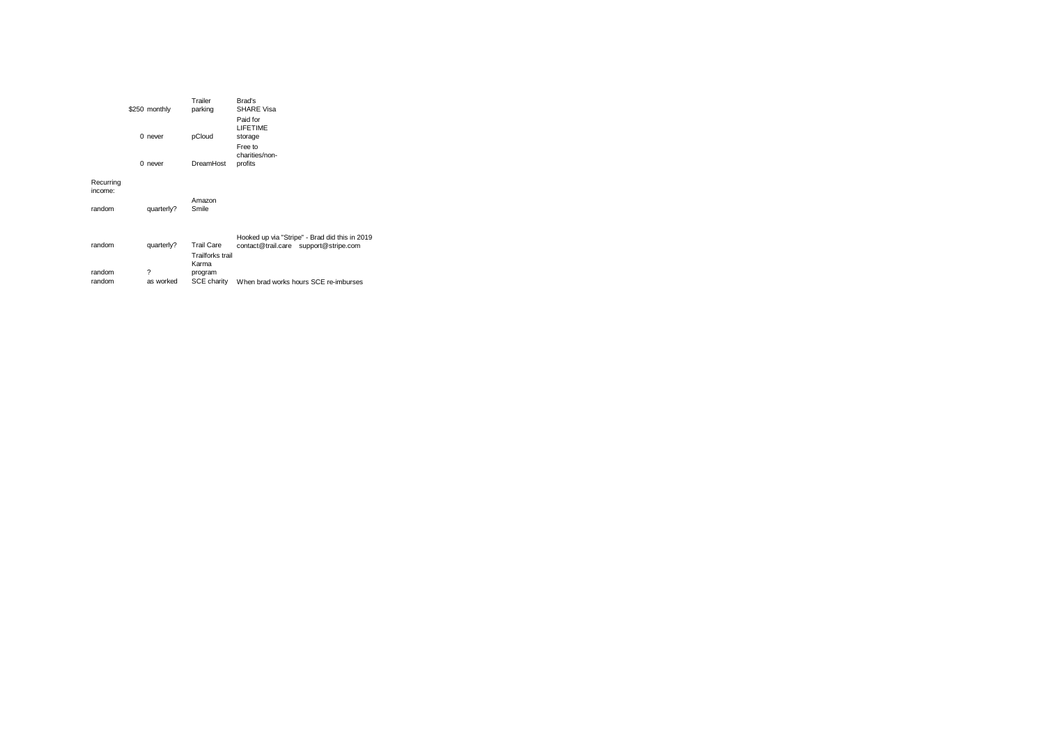| | | | | |
|---|---|---|---|---|
| | $250 | monthly | Trailer parking | Brad's SHARE Visa |
| | 0 | never | pCloud | Paid for LIFETIME storage |
| | 0 | never | DreamHost | Free to charities/non-profits |
| Recurring income: | | | | |
| random | | quarterly? | Amazon Smile | |
| random | | quarterly? | Trail Care | Hooked up via "Stripe" - Brad did this in 2019 contact@trail.care support@stripe.com |
| random | | ? | Trailforks trail Karma program | |
| random | | as worked | SCE charity | When brad works hours SCE re-imburses |